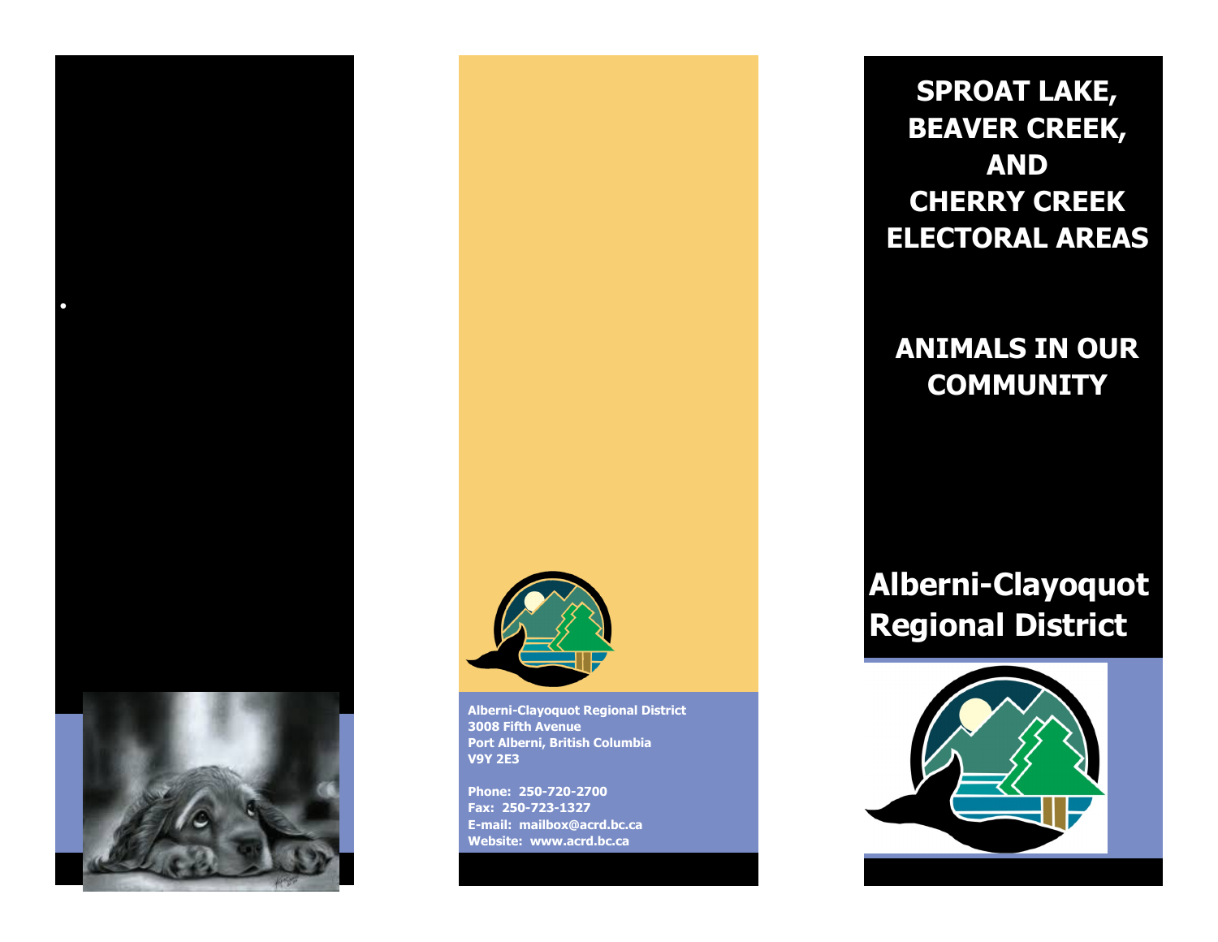# SPROAT LAKE, BEAVER CREEK, AND CHERRY CREEK ELECTORAL AREAS

## ANIMALS IN OUR COMMUNITY

**Alberni-Clayoquot Regional District**

**Alberni-Clayoquot Regional District**
**3008 Fifth Avenue**
**Port Alberni, British Columbia**
**V9Y 2E3**

**Phone: 250-720-2700**
**Fax: 250-723-1327**
**E-mail: mailbox@acrd.bc.ca**
**Website: www.acrd.bc.ca**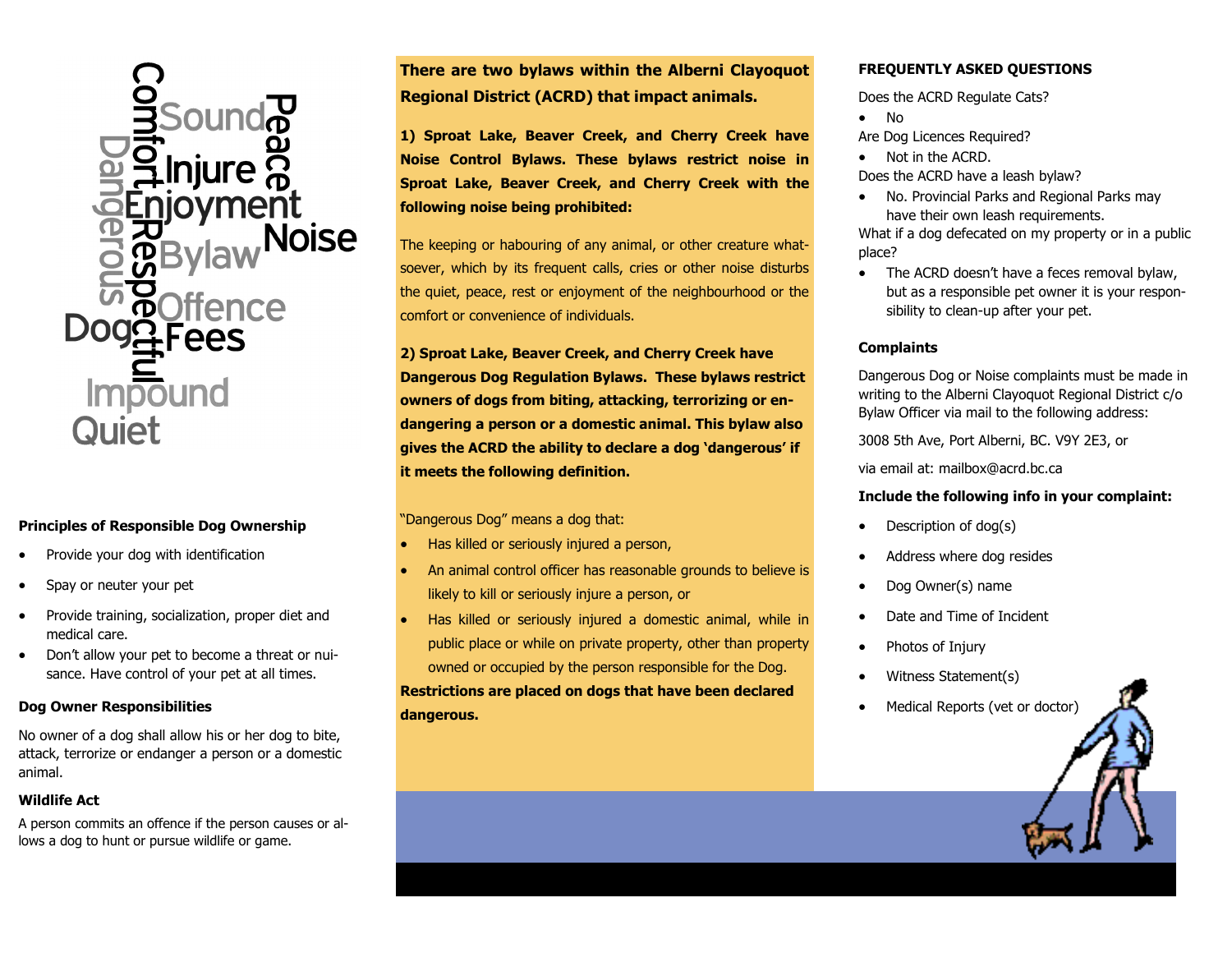Comfort Sound Peace Dangerous Injure Enjoyment Respectful Bylaw Noise Dog Offence Fees Impound Quiet

### Principles of Responsible Dog Ownership

- Provide your dog with identification
- Spay or neuter your pet
- Provide training, socialization, proper diet and medical care.
- Don't allow your pet to become a threat or nuisance. Have control of your pet at all times.

### Dog Owner Responsibilities

No owner of a dog shall allow his or her dog to bite, attack, terrorize or endanger a person or a domestic animal.

### Wildlife Act

A person commits an offence if the person causes or allows a dog to hunt or pursue wildlife or game.

**There are two bylaws within the Alberni Clayoquot Regional District (ACRD) that impact animals.**

**1) Sproat Lake, Beaver Creek, and Cherry Creek have Noise Control Bylaws. These bylaws restrict noise in Sproat Lake, Beaver Creek, and Cherry Creek with the following noise being prohibited:**

The keeping or habouring of any animal, or other creature whatsoever, which by its frequent calls, cries or other noise disturbs the quiet, peace, rest or enjoyment of the neighbourhood or the comfort or convenience of individuals.

**2) Sproat Lake, Beaver Creek, and Cherry Creek have Dangerous Dog Regulation Bylaws. These bylaws restrict owners of dogs from biting, attacking, terrorizing or endangering a person or a domestic animal. This bylaw also gives the ACRD the ability to declare a dog 'dangerous' if it meets the following definition.**

"Dangerous Dog" means a dog that:

- Has killed or seriously injured a person,
- An animal control officer has reasonable grounds to believe is likely to kill or seriously injure a person, or
- Has killed or seriously injured a domestic animal, while in public place or while on private property, other than property owned or occupied by the person responsible for the Dog.

**Restrictions are placed on dogs that have been declared dangerous.**

### FREQUENTLY ASKED QUESTIONS

Does the ACRD Regulate Cats?

- No

Are Dog Licences Required?

- Not in the ACRD.

Does the ACRD have a leash bylaw?

- No. Provincial Parks and Regional Parks may have their own leash requirements.

What if a dog defecated on my property or in a public place?

- The ACRD doesn't have a feces removal bylaw, but as a responsible pet owner it is your responsibility to clean-up after your pet.

### Complaints

Dangerous Dog or Noise complaints must be made in writing to the Alberni Clayoquot Regional District c/o Bylaw Officer via mail to the following address:

3008 5th Ave, Port Alberni, BC. V9Y 2E3, or

via email at: mailbox@acrd.bc.ca

**Include the following info in your complaint:**

- Description of dog(s)
- Address where dog resides
- Dog Owner(s) name
- Date and Time of Incident
- Photos of Injury
- Witness Statement(s)
- Medical Reports (vet or doctor)